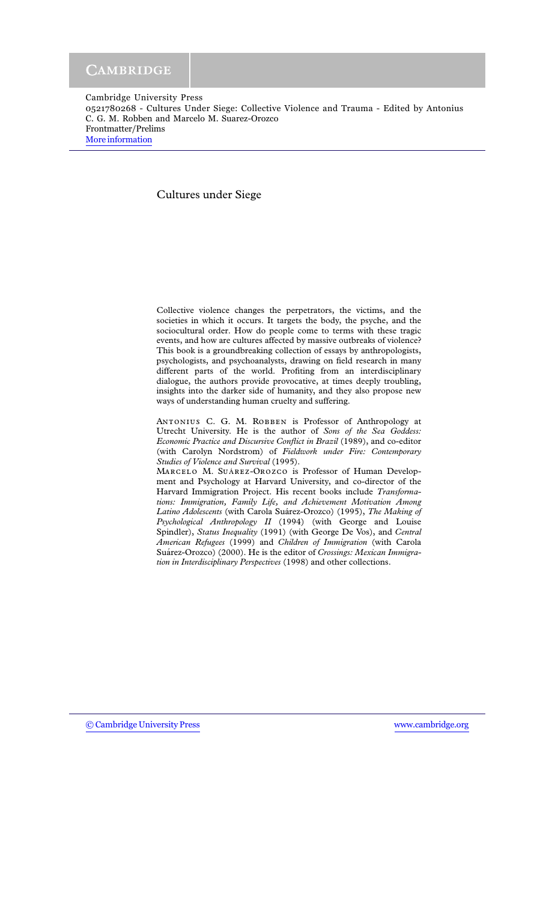Cambridge University Press
0521780268 - Cultures Under Siege: Collective Violence and Trauma - Edited by Antonius C. G. M. Robben and Marcelo M. Suarez-Orozco
Frontmatter/Prelims
More information

# Cultures under Siege

Collective violence changes the perpetrators, the victims, and the societies in which it occurs. It targets the body, the psyche, and the sociocultural order. How do people come to terms with these tragic events, and how are cultures affected by massive outbreaks of violence? This book is a groundbreaking collection of essays by anthropologists, psychologists, and psychoanalysts, drawing on field research in many different parts of the world. Profiting from an interdisciplinary dialogue, the authors provide provocative, at times deeply troubling, insights into the darker side of humanity, and they also propose new ways of understanding human cruelty and suffering.

Antonius C. G. M. Robben is Professor of Anthropology at Utrecht University. He is the author of *Sons of the Sea Goddess: Economic Practice and Discursive Conflict in Brazil* (1989), and co-editor (with Carolyn Nordstrom) of *Fieldwork under Fire: Contemporary Studies of Violence and Survival* (1995).

Marcelo M. Suárez-Orozco is Professor of Human Development and Psychology at Harvard University, and co-director of the Harvard Immigration Project. His recent books include *Transformations: Immigration, Family Life, and Achievement Motivation Among Latino Adolescents* (with Carola Suárez-Orozco) (1995), *The Making of Psychological Anthropology II* (1994) (with George and Louise Spindler), *Status Inequality* (1991) (with George De Vos), and *Central American Refugees* (1999) and *Children of Immigration* (with Carola Suárez-Orozco) (2000). He is the editor of *Crossings: Mexican Immigration in Interdisciplinary Perspectives* (1998) and other collections.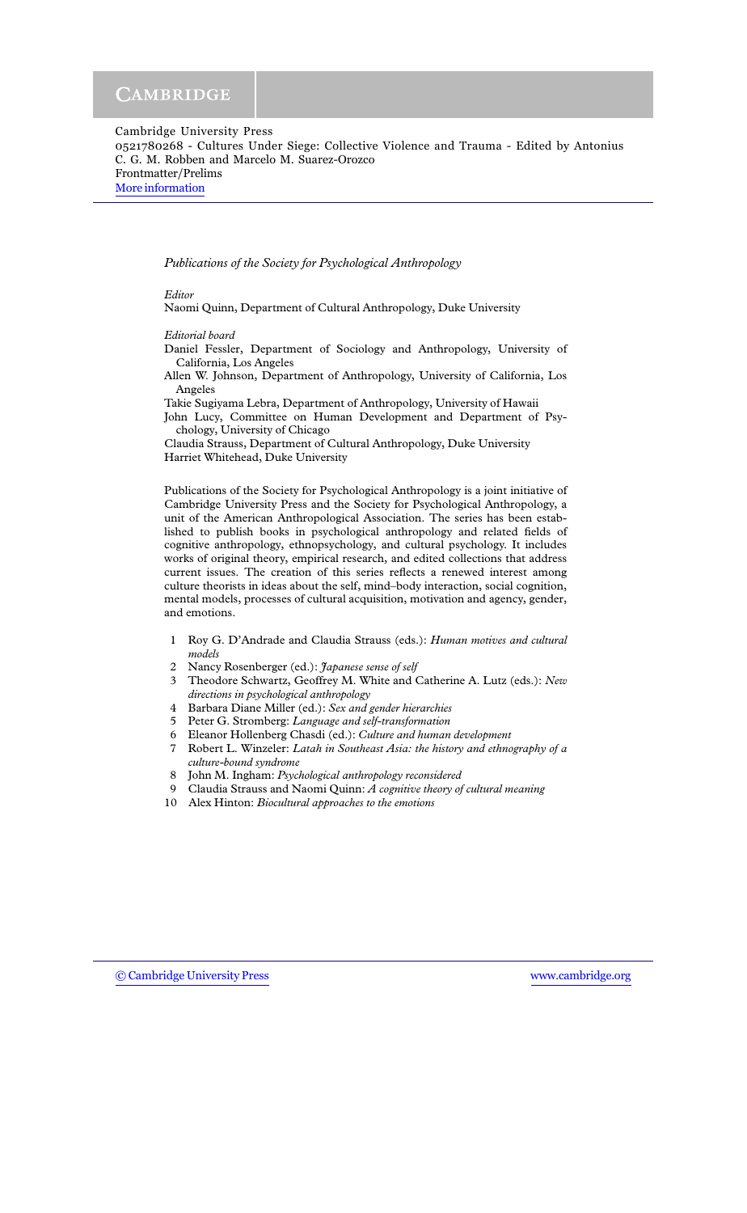*Publications of the Society for Psychological Anthropology*

*Editor*

Naomi Quinn, Department of Cultural Anthropology, Duke University

*Editorial board*

Daniel Fessler, Department of Sociology and Anthropology, University of California, Los Angeles

Allen W. Johnson, Department of Anthropology, University of California, Los Angeles

Takie Sugiyama Lebra, Department of Anthropology, University of Hawaii

John Lucy, Committee on Human Development and Department of Psychology, University of Chicago

Claudia Strauss, Department of Cultural Anthropology, Duke University

Harriet Whitehead, Duke University

Publications of the Society for Psychological Anthropology is a joint initiative of Cambridge University Press and the Society for Psychological Anthropology, a unit of the American Anthropological Association. The series has been established to publish books in psychological anthropology and related fields of cognitive anthropology, ethnopsychology, and cultural psychology. It includes works of original theory, empirical research, and edited collections that address current issues. The creation of this series reflects a renewed interest among culture theorists in ideas about the self, mind–body interaction, social cognition, mental models, processes of cultural acquisition, motivation and agency, gender, and emotions.

1. Roy G. D'Andrade and Claudia Strauss (eds.): *Human motives and cultural models*
2. Nancy Rosenberger (ed.): *Japanese sense of self*
3. Theodore Schwartz, Geoffrey M. White and Catherine A. Lutz (eds.): *New directions in psychological anthropology*
4. Barbara Diane Miller (ed.): *Sex and gender hierarchies*
5. Peter G. Stromberg: *Language and self-transformation*
6. Eleanor Hollenberg Chasdi (ed.): *Culture and human development*
7. Robert L. Winzeler: *Latah in Southeast Asia: the history and ethnography of a culture-bound syndrome*
8. John M. Ingham: *Psychological anthropology reconsidered*
9. Claudia Strauss and Naomi Quinn: *A cognitive theory of cultural meaning*
10. Alex Hinton: *Biocultural approaches to the emotions*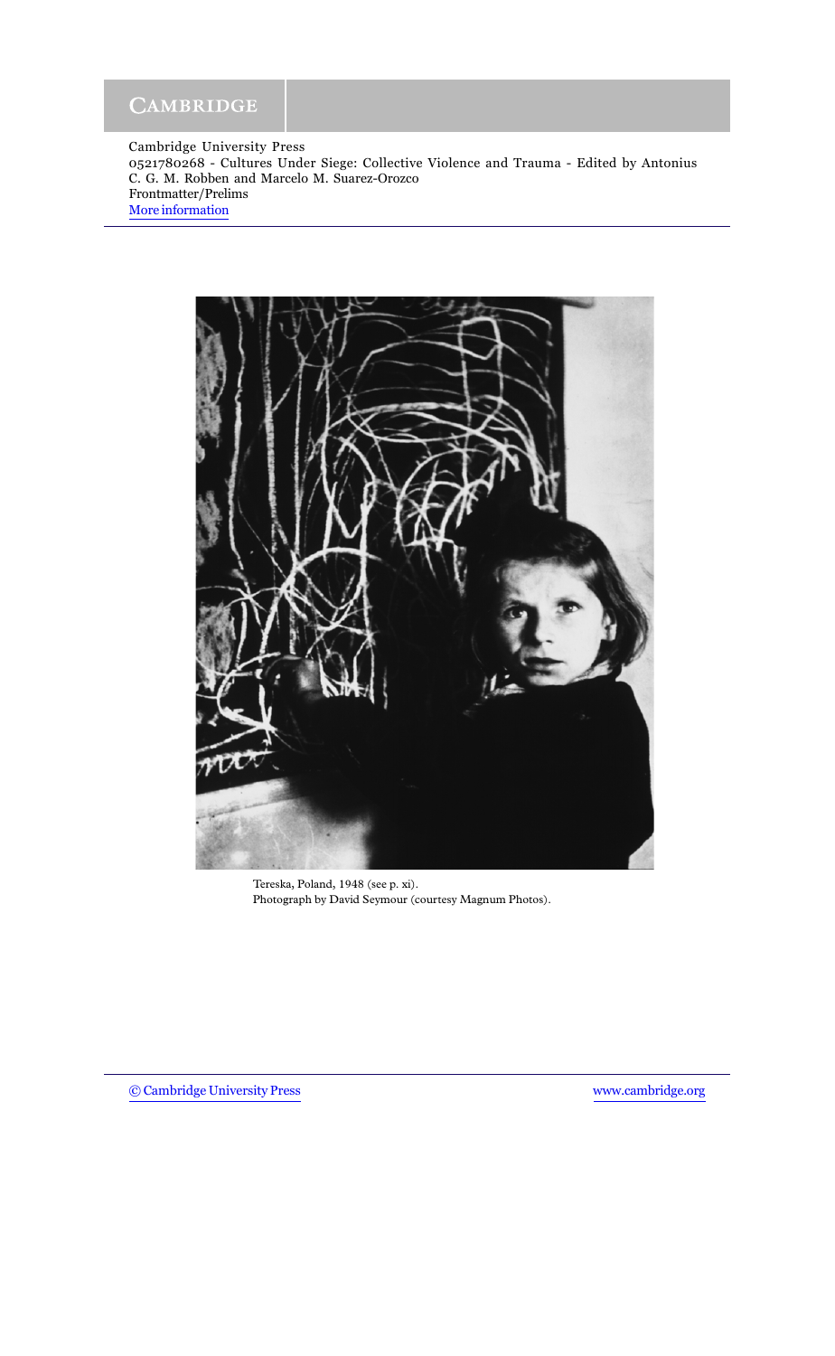Cambridge University Press
0521780268 - Cultures Under Siege: Collective Violence and Trauma - Edited by Antonius C. G. M. Robben and Marcelo M. Suarez-Orozco
Frontmatter/Prelims
More information

Tereska, Poland, 1948 (see p. xi).
Photograph by David Seymour (courtesy Magnum Photos).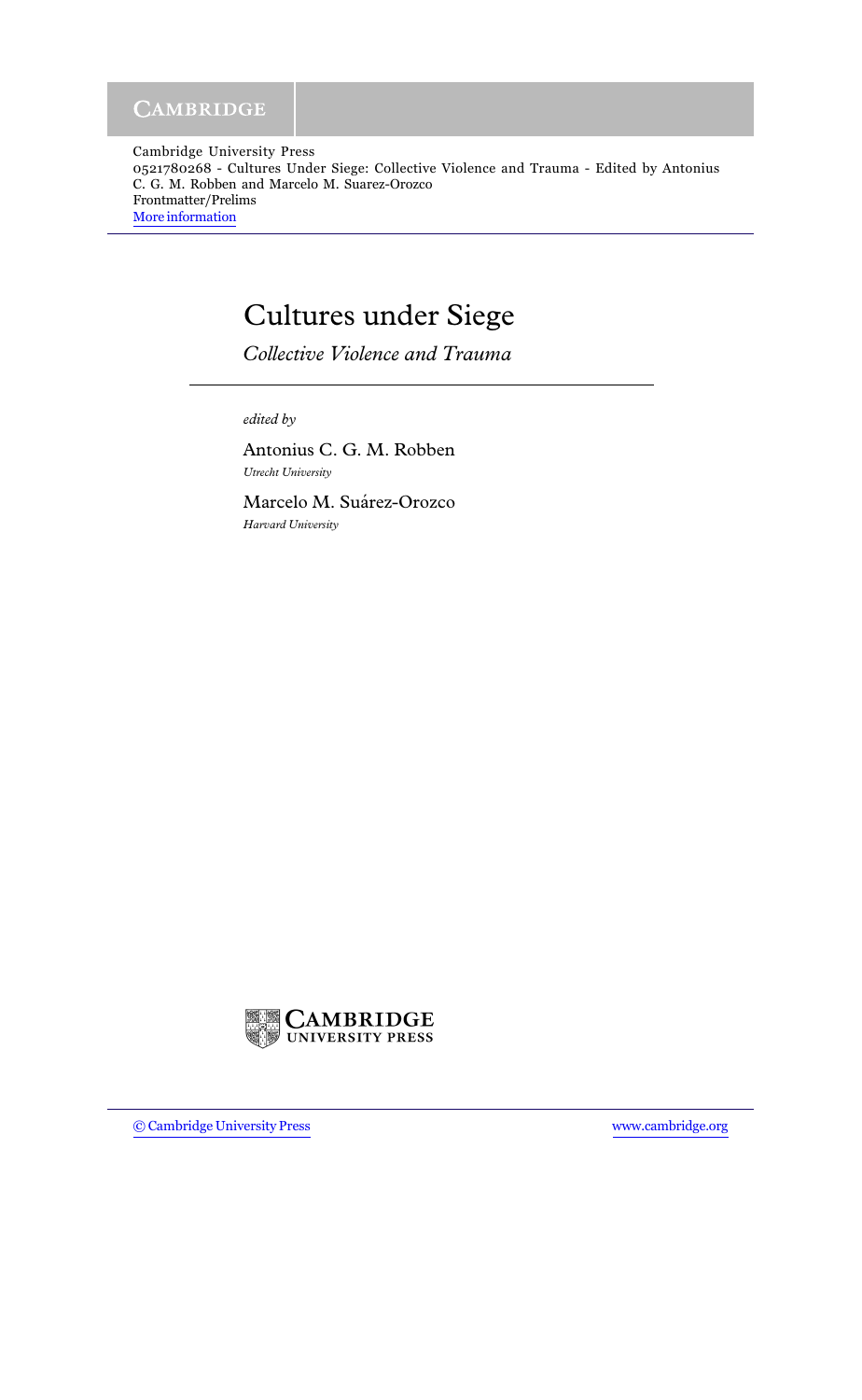# Cultures under Siege

*Collective Violence and Trauma*

*edited by*

Antonius C. G. M. Robben

*Utrecht University*

Marcelo M. Suárez-Orozco

*Harvard University*

CAMBRIDGE
UNIVERSITY PRESS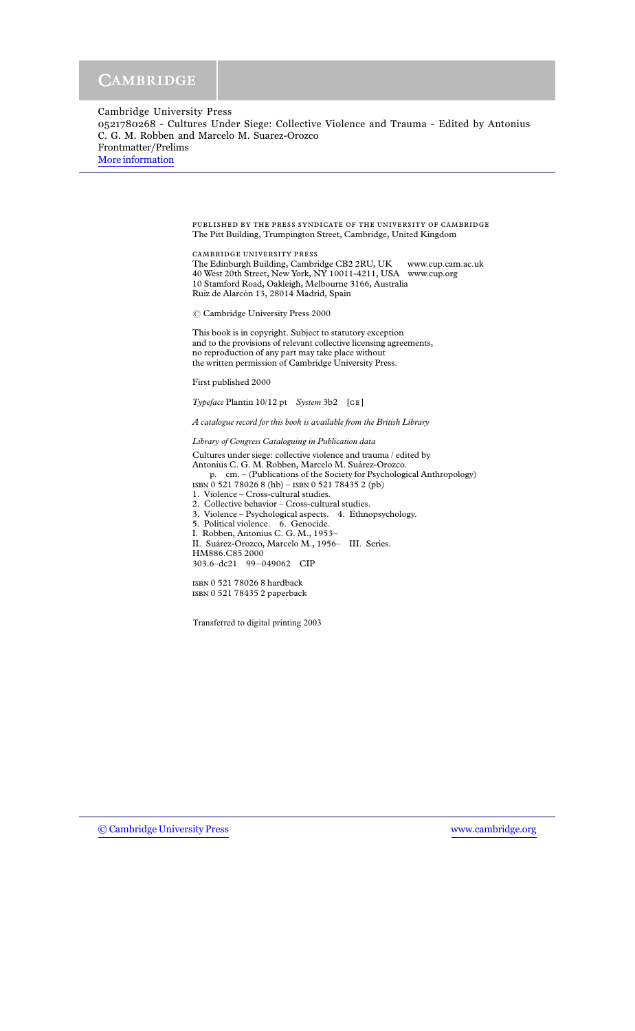PUBLISHED BY THE PRESS SYNDICATE OF THE UNIVERSITY OF CAMBRIDGE
The Pitt Building, Trumpington Street, Cambridge, United Kingdom

CAMBRIDGE UNIVERSITY PRESS
The Edinburgh Building, Cambridge CB2 2RU, UK www.cup.cam.ac.uk
40 West 20th Street, New York, NY 10011-4211, USA www.cup.org
10 Stamford Road, Oakleigh, Melbourne 3166, Australia
Ruiz de Alarcón 13, 28014 Madrid, Spain

© Cambridge University Press 2000

This book is in copyright. Subject to statutory exception
and to the provisions of relevant collective licensing agreements,
no reproduction of any part may take place without
the written permission of Cambridge University Press.

First published 2000

*Typeface* Plantin 10/12 pt *System* 3b2 [CE]

*A catalogue record for this book is available from the British Library*

*Library of Congress Cataloguing in Publication data*

Cultures under siege: collective violence and trauma / edited by
Antonius C. G. M. Robben, Marcelo M. Suárez-Orozco.
p. cm. – (Publications of the Society for Psychological Anthropology)
ISBN 0 521 78026 8 (hb) – ISBN 0 521 78435 2 (pb)
1. Violence – Cross-cultural studies.
2. Collective behavior – Cross-cultural studies.
3. Violence – Psychological aspects. 4. Ethnopsychology.
5. Political violence. 6. Genocide.
I. Robben, Antonius C. G. M., 1953–
II. Suárez-Orozco, Marcelo M., 1956– III. Series.
HM886.C85 2000
303.6–dc21 99–049062 CIP

ISBN 0 521 78026 8 hardback
ISBN 0 521 78435 2 paperback

Transferred to digital printing 2003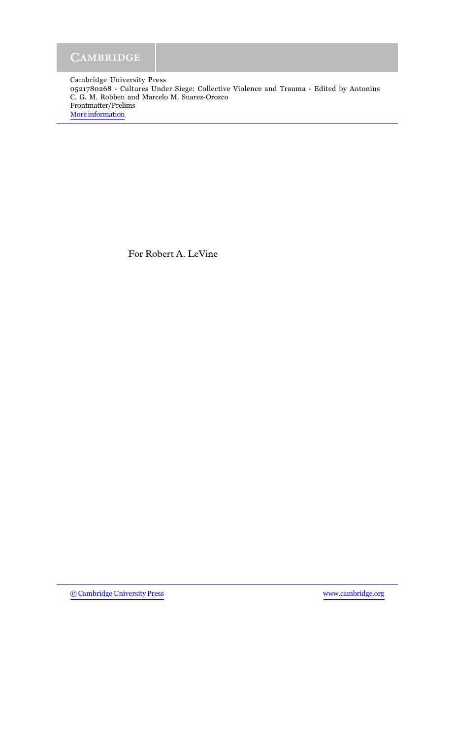For Robert A. LeVine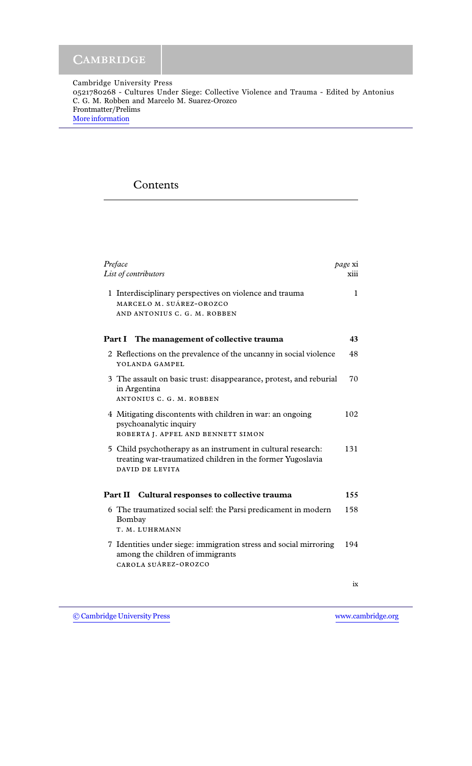# Contents

| | |
|---|---|
| *Preface* | *page* xi |
| *List of contributors* | xiii |
| 1 Interdisciplinary perspectives on violence and trauma<br>MARCELO M. SUÁREZ-OROZCO<br>AND ANTONIUS C. G. M. ROBBEN | 1 |
| **Part I The management of collective trauma** | **43** |
| 2 Reflections on the prevalence of the uncanny in social violence<br>YOLANDA GAMPEL | 48 |
| 3 The assault on basic trust: disappearance, protest, and reburial in Argentina<br>ANTONIUS C. G. M. ROBBEN | 70 |
| 4 Mitigating discontents with children in war: an ongoing psychoanalytic inquiry<br>ROBERTA J. APFEL AND BENNETT SIMON | 102 |
| 5 Child psychotherapy as an instrument in cultural research: treating war-traumatized children in the former Yugoslavia<br>DAVID DE LEVITA | 131 |
| **Part II Cultural responses to collective trauma** | **155** |
| 6 The traumatized social self: the Parsi predicament in modern Bombay<br>T. M. LUHRMANN | 158 |
| 7 Identities under siege: immigration stress and social mirroring among the children of immigrants<br>CAROLA SUÁREZ-OROZCO | 194 |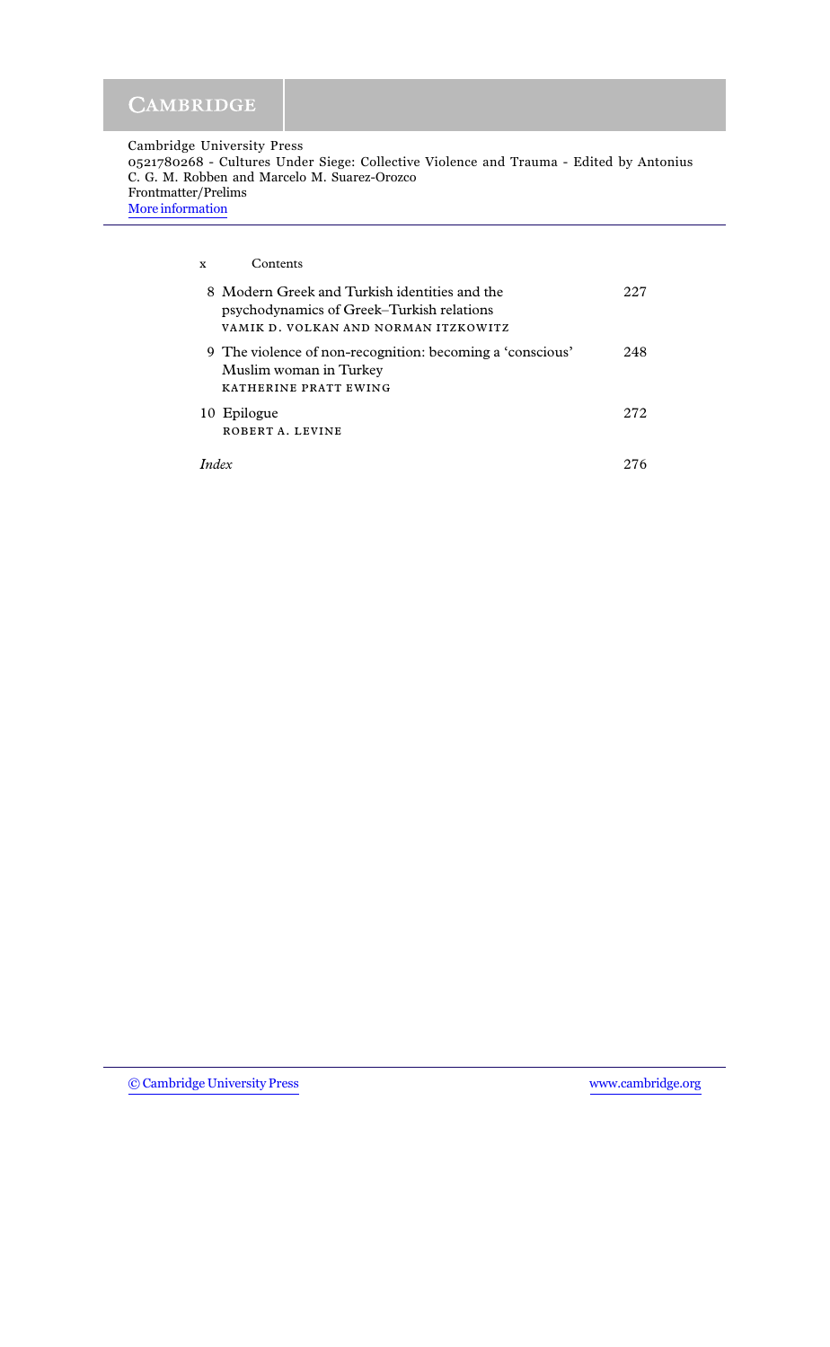8 Modern Greek and Turkish identities and the psychodynamics of Greek–Turkish relations — 227
VAMIK D. VOLKAN AND NORMAN ITZKOWITZ

9 The violence of non-recognition: becoming a 'conscious' Muslim woman in Turkey — 248
KATHERINE PRATT EWING

10 Epilogue — 272
ROBERT A. LEVINE

*Index* — 276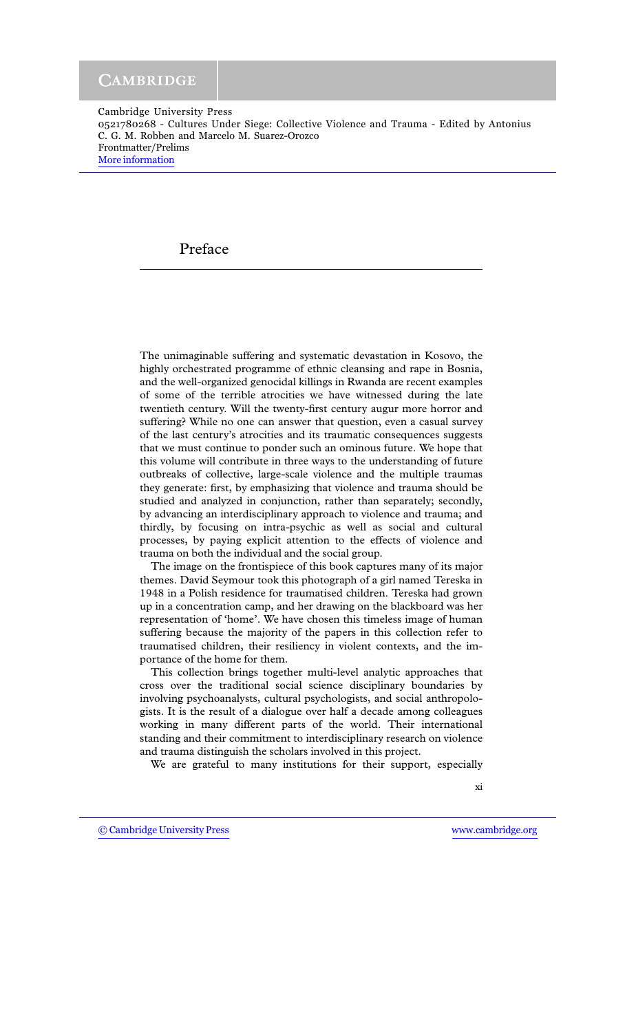# Preface

The unimaginable suffering and systematic devastation in Kosovo, the highly orchestrated programme of ethnic cleansing and rape in Bosnia, and the well-organized genocidal killings in Rwanda are recent examples of some of the terrible atrocities we have witnessed during the late twentieth century. Will the twenty-first century augur more horror and suffering? While no one can answer that question, even a casual survey of the last century's atrocities and its traumatic consequences suggests that we must continue to ponder such an ominous future. We hope that this volume will contribute in three ways to the understanding of future outbreaks of collective, large-scale violence and the multiple traumas they generate: first, by emphasizing that violence and trauma should be studied and analyzed in conjunction, rather than separately; secondly, by advancing an interdisciplinary approach to violence and trauma; and thirdly, by focusing on intra-psychic as well as social and cultural processes, by paying explicit attention to the effects of violence and trauma on both the individual and the social group.

The image on the frontispiece of this book captures many of its major themes. David Seymour took this photograph of a girl named Tereska in 1948 in a Polish residence for traumatised children. Tereska had grown up in a concentration camp, and her drawing on the blackboard was her representation of 'home'. We have chosen this timeless image of human suffering because the majority of the papers in this collection refer to traumatised children, their resiliency in violent contexts, and the importance of the home for them.

This collection brings together multi-level analytic approaches that cross over the traditional social science disciplinary boundaries by involving psychoanalysts, cultural psychologists, and social anthropologists. It is the result of a dialogue over half a decade among colleagues working in many different parts of the world. Their international standing and their commitment to interdisciplinary research on violence and trauma distinguish the scholars involved in this project.

We are grateful to many institutions for their support, especially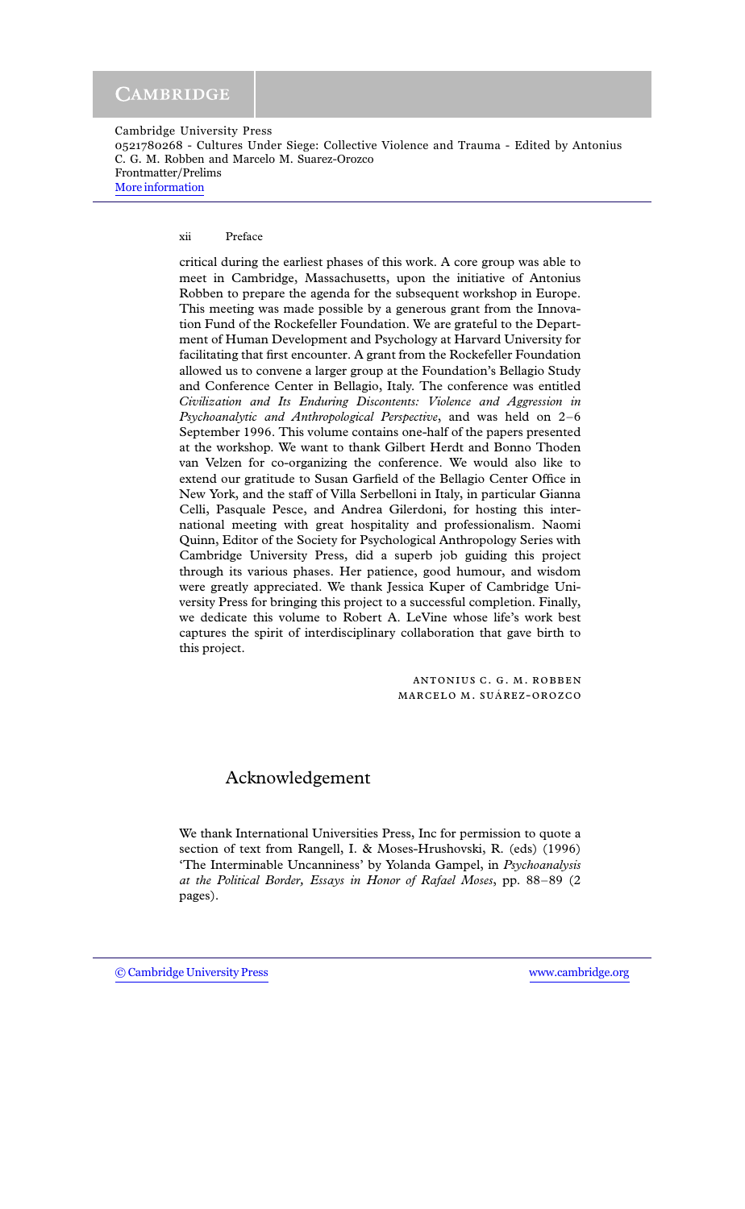critical during the earliest phases of this work. A core group was able to meet in Cambridge, Massachusetts, upon the initiative of Antonius Robben to prepare the agenda for the subsequent workshop in Europe. This meeting was made possible by a generous grant from the Innovation Fund of the Rockefeller Foundation. We are grateful to the Department of Human Development and Psychology at Harvard University for facilitating that first encounter. A grant from the Rockefeller Foundation allowed us to convene a larger group at the Foundation's Bellagio Study and Conference Center in Bellagio, Italy. The conference was entitled *Civilization and Its Enduring Discontents: Violence and Aggression in Psychoanalytic and Anthropological Perspective*, and was held on 2–6 September 1996. This volume contains one-half of the papers presented at the workshop. We want to thank Gilbert Herdt and Bonno Thoden van Velzen for co-organizing the conference. We would also like to extend our gratitude to Susan Garfield of the Bellagio Center Office in New York, and the staff of Villa Serbelloni in Italy, in particular Gianna Celli, Pasquale Pesce, and Andrea Gilerdoni, for hosting this international meeting with great hospitality and professionalism. Naomi Quinn, Editor of the Society for Psychological Anthropology Series with Cambridge University Press, did a superb job guiding this project through its various phases. Her patience, good humour, and wisdom were greatly appreciated. We thank Jessica Kuper of Cambridge University Press for bringing this project to a successful completion. Finally, we dedicate this volume to Robert A. LeVine whose life's work best captures the spirit of interdisciplinary collaboration that gave birth to this project.

ANTONIUS C. G. M. ROBBEN
MARCELO M. SUÁREZ-OROZCO

## Acknowledgement

We thank International Universities Press, Inc for permission to quote a section of text from Rangell, I. & Moses-Hrushovski, R. (eds) (1996) 'The Interminable Uncanniness' by Yolanda Gampel, in *Psychoanalysis at the Political Border, Essays in Honor of Rafael Moses*, pp. 88–89 (2 pages).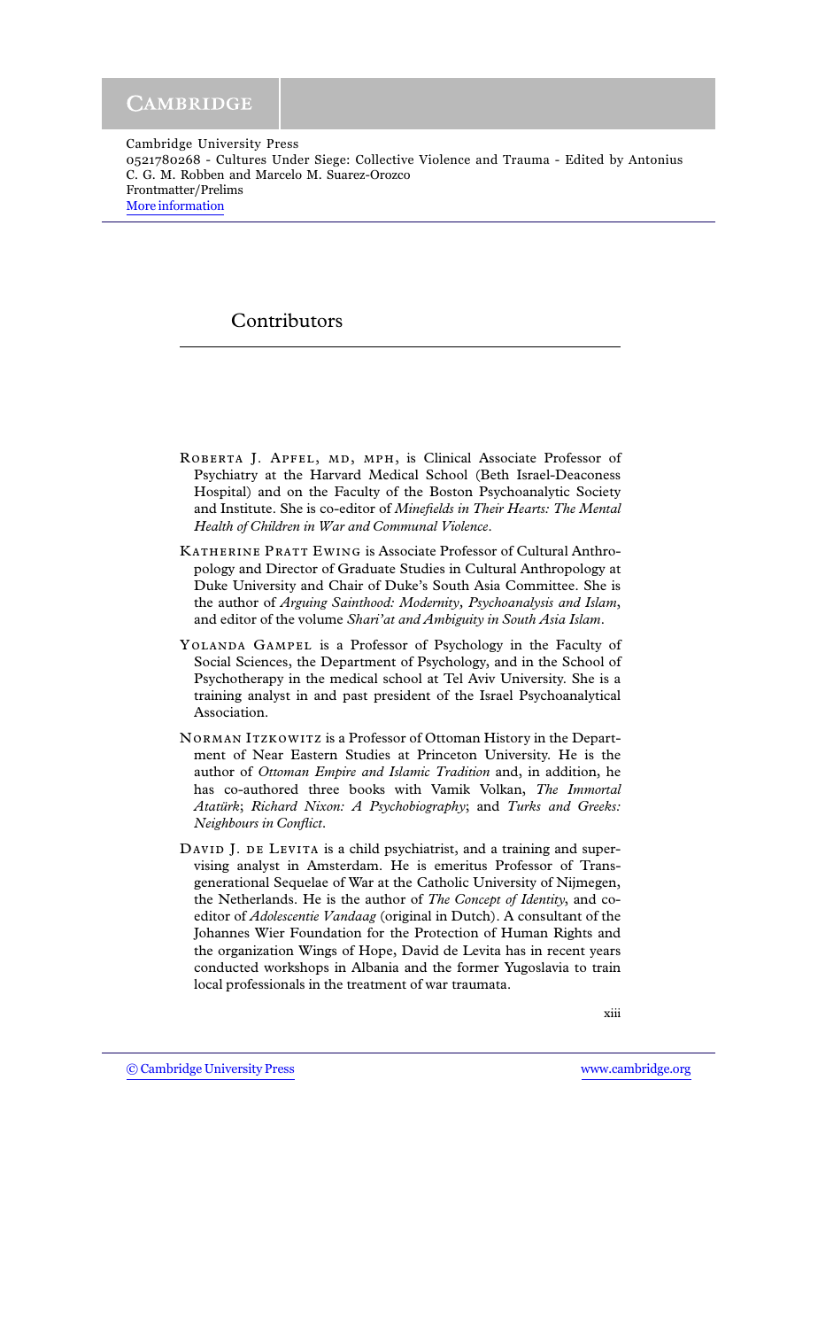# Contributors

Roberta J. Apfel, MD, MPH, is Clinical Associate Professor of Psychiatry at the Harvard Medical School (Beth Israel-Deaconess Hospital) and on the Faculty of the Boston Psychoanalytic Society and Institute. She is co-editor of *Minefields in Their Hearts: The Mental Health of Children in War and Communal Violence*.

Katherine Pratt Ewing is Associate Professor of Cultural Anthropology and Director of Graduate Studies in Cultural Anthropology at Duke University and Chair of Duke's South Asia Committee. She is the author of *Arguing Sainthood: Modernity, Psychoanalysis and Islam*, and editor of the volume *Shari'at and Ambiguity in South Asia Islam*.

Yolanda Gampel is a Professor of Psychology in the Faculty of Social Sciences, the Department of Psychology, and in the School of Psychotherapy in the medical school at Tel Aviv University. She is a training analyst in and past president of the Israel Psychoanalytical Association.

Norman Itzkowitz is a Professor of Ottoman History in the Department of Near Eastern Studies at Princeton University. He is the author of *Ottoman Empire and Islamic Tradition* and, in addition, he has co-authored three books with Vamik Volkan, *The Immortal Atatürk*; *Richard Nixon: A Psychobiography*; and *Turks and Greeks: Neighbours in Conflict*.

David J. de Levita is a child psychiatrist, and a training and supervising analyst in Amsterdam. He is emeritus Professor of Transgenerational Sequelae of War at the Catholic University of Nijmegen, the Netherlands. He is the author of *The Concept of Identity*, and co-editor of *Adolescentie Vandaag* (original in Dutch). A consultant of the Johannes Wier Foundation for the Protection of Human Rights and the organization Wings of Hope, David de Levita has in recent years conducted workshops in Albania and the former Yugoslavia to train local professionals in the treatment of war traumata.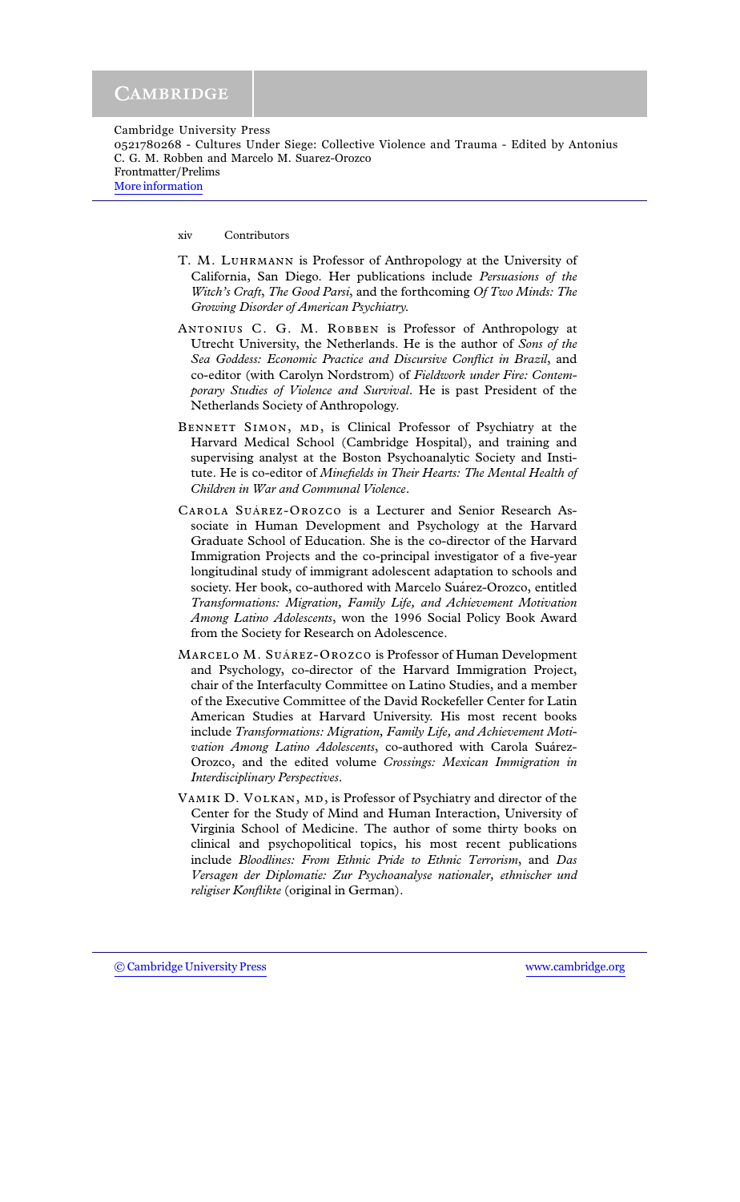T. M. Luhrmann is Professor of Anthropology at the University of California, San Diego. Her publications include *Persuasions of the Witch's Craft*, *The Good Parsi*, and the forthcoming *Of Two Minds: The Growing Disorder of American Psychiatry*.

Antonius C. G. M. Robben is Professor of Anthropology at Utrecht University, the Netherlands. He is the author of *Sons of the Sea Goddess: Economic Practice and Discursive Conflict in Brazil*, and co-editor (with Carolyn Nordstrom) of *Fieldwork under Fire: Contemporary Studies of Violence and Survival*. He is past President of the Netherlands Society of Anthropology.

Bennett Simon, MD, is Clinical Professor of Psychiatry at the Harvard Medical School (Cambridge Hospital), and training and supervising analyst at the Boston Psychoanalytic Society and Institute. He is co-editor of *Minefields in Their Hearts: The Mental Health of Children in War and Communal Violence*.

Carola Suárez-Orozco is a Lecturer and Senior Research Associate in Human Development and Psychology at the Harvard Graduate School of Education. She is the co-director of the Harvard Immigration Projects and the co-principal investigator of a five-year longitudinal study of immigrant adolescent adaptation to schools and society. Her book, co-authored with Marcelo Suárez-Orozco, entitled *Transformations: Migration, Family Life, and Achievement Motivation Among Latino Adolescents*, won the 1996 Social Policy Book Award from the Society for Research on Adolescence.

Marcelo M. Suárez-Orozco is Professor of Human Development and Psychology, co-director of the Harvard Immigration Project, chair of the Interfaculty Committee on Latino Studies, and a member of the Executive Committee of the David Rockefeller Center for Latin American Studies at Harvard University. His most recent books include *Transformations: Migration, Family Life, and Achievement Motivation Among Latino Adolescents*, co-authored with Carola Suárez-Orozco, and the edited volume *Crossings: Mexican Immigration in Interdisciplinary Perspectives*.

Vamik D. Volkan, MD, is Professor of Psychiatry and director of the Center for the Study of Mind and Human Interaction, University of Virginia School of Medicine. The author of some thirty books on clinical and psychopolitical topics, his most recent publications include *Bloodlines: From Ethnic Pride to Ethnic Terrorism*, and *Das Versagen der Diplomatie: Zur Psychoanalyse nationaler, ethnischer und religiser Konflikte* (original in German).